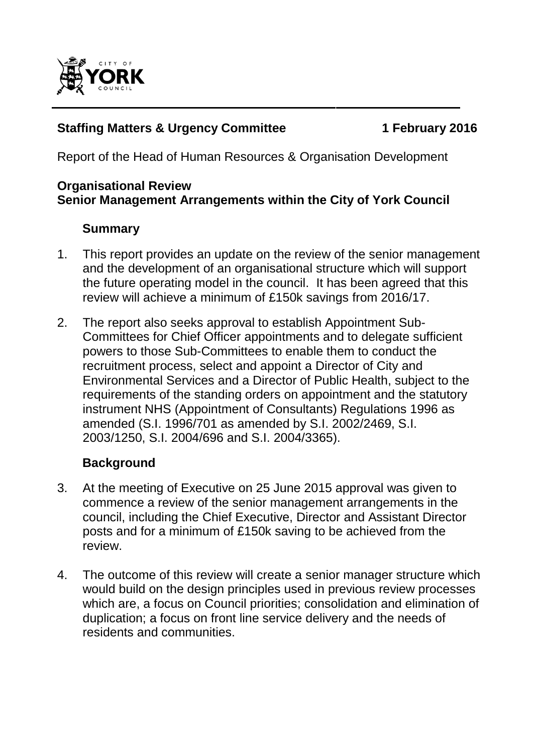**Staffing Matters & Urgency Committee 1 February 2016**

Report of the Head of Human Resources & Organisation Development

**Organisational Review**
**Senior Management Arrangements within the City of York Council**

## Summary

1. This report provides an update on the review of the senior management and the development of an organisational structure which will support the future operating model in the council. It has been agreed that this review will achieve a minimum of £150k savings from 2016/17.

2. The report also seeks approval to establish Appointment Sub-Committees for Chief Officer appointments and to delegate sufficient powers to those Sub-Committees to enable them to conduct the recruitment process, select and appoint a Director of City and Environmental Services and a Director of Public Health, subject to the requirements of the standing orders on appointment and the statutory instrument NHS (Appointment of Consultants) Regulations 1996 as amended (S.I. 1996/701 as amended by S.I. 2002/2469, S.I. 2003/1250, S.I. 2004/696 and S.I. 2004/3365).

## Background

3. At the meeting of Executive on 25 June 2015 approval was given to commence a review of the senior management arrangements in the council, including the Chief Executive, Director and Assistant Director posts and for a minimum of £150k saving to be achieved from the review.

4. The outcome of this review will create a senior manager structure which would build on the design principles used in previous review processes which are, a focus on Council priorities; consolidation and elimination of duplication; a focus on front line service delivery and the needs of residents and communities.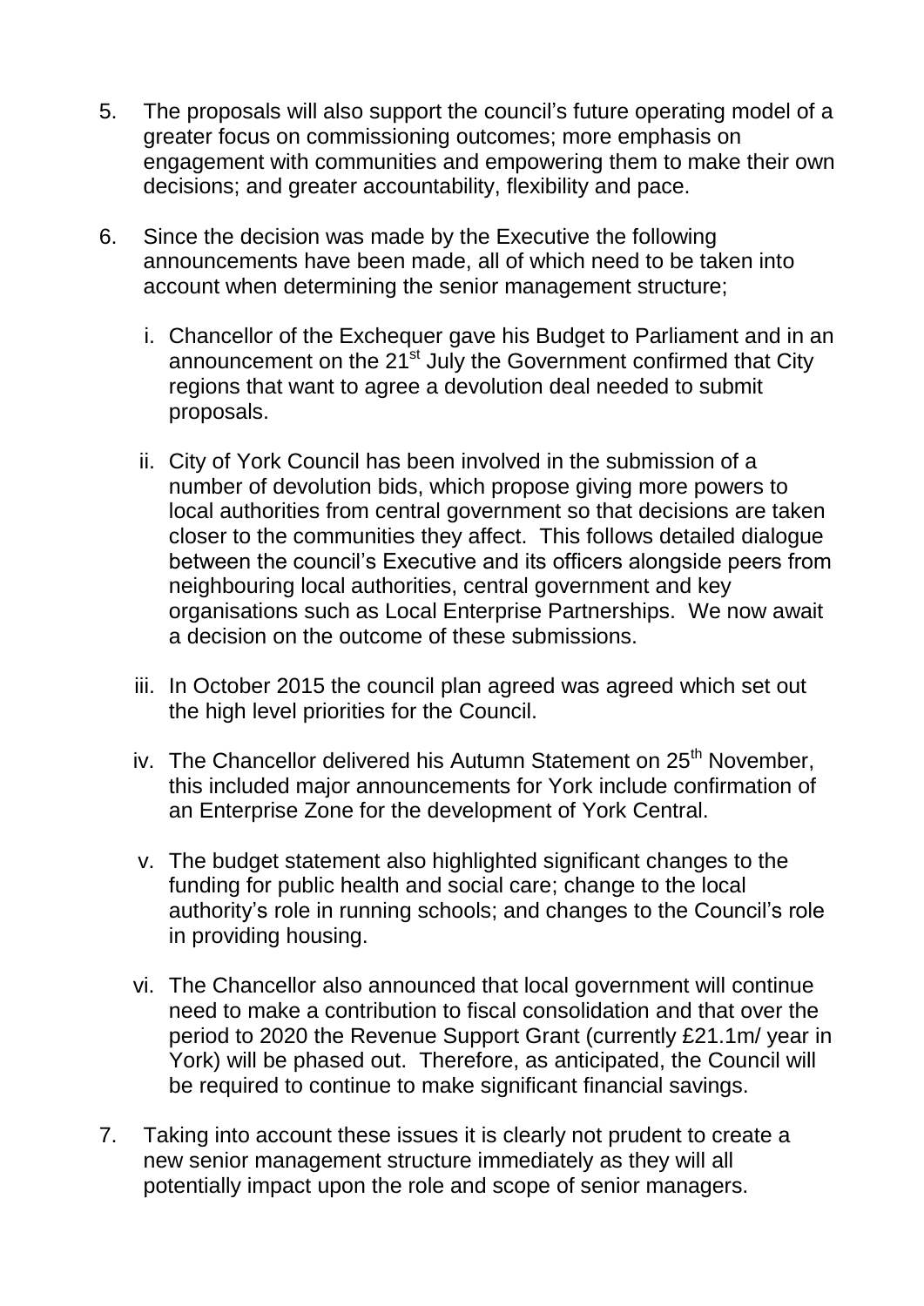5. The proposals will also support the council's future operating model of a greater focus on commissioning outcomes; more emphasis on engagement with communities and empowering them to make their own decisions; and greater accountability, flexibility and pace.

6. Since the decision was made by the Executive the following announcements have been made, all of which need to be taken into account when determining the senior management structure;

   i. Chancellor of the Exchequer gave his Budget to Parliament and in an announcement on the 21st July the Government confirmed that City regions that want to agree a devolution deal needed to submit proposals.

   ii. City of York Council has been involved in the submission of a number of devolution bids, which propose giving more powers to local authorities from central government so that decisions are taken closer to the communities they affect. This follows detailed dialogue between the council's Executive and its officers alongside peers from neighbouring local authorities, central government and key organisations such as Local Enterprise Partnerships. We now await a decision on the outcome of these submissions.

   iii. In October 2015 the council plan agreed was agreed which set out the high level priorities for the Council.

   iv. The Chancellor delivered his Autumn Statement on 25th November, this included major announcements for York include confirmation of an Enterprise Zone for the development of York Central.

   v. The budget statement also highlighted significant changes to the funding for public health and social care; change to the local authority's role in running schools; and changes to the Council's role in providing housing.

   vi. The Chancellor also announced that local government will continue need to make a contribution to fiscal consolidation and that over the period to 2020 the Revenue Support Grant (currently £21.1m/ year in York) will be phased out. Therefore, as anticipated, the Council will be required to continue to make significant financial savings.

7. Taking into account these issues it is clearly not prudent to create a new senior management structure immediately as they will all potentially impact upon the role and scope of senior managers.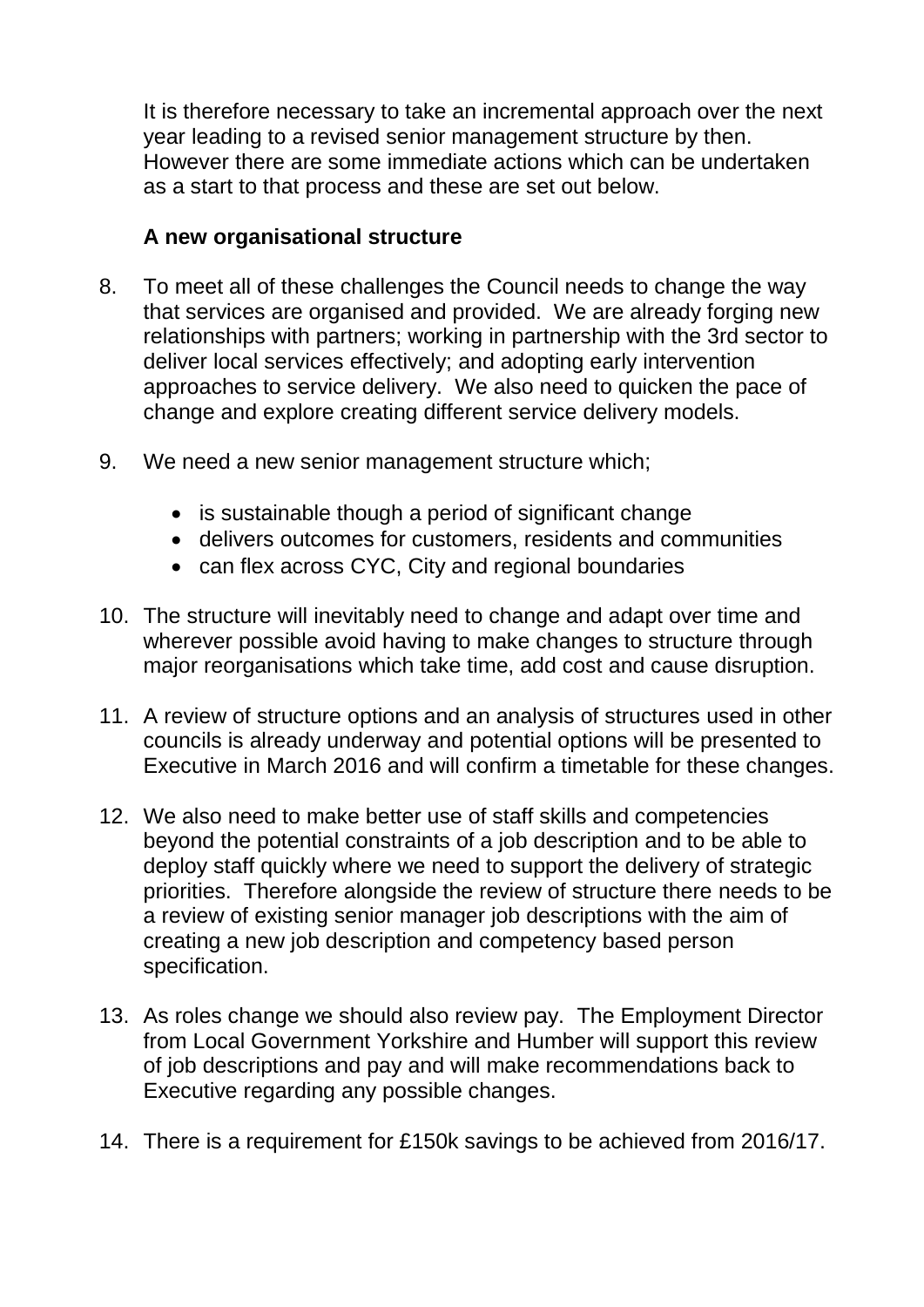It is therefore necessary to take an incremental approach over the next year leading to a revised senior management structure by then. However there are some immediate actions which can be undertaken as a start to that process and these are set out below.

**A new organisational structure**

8. To meet all of these challenges the Council needs to change the way that services are organised and provided. We are already forging new relationships with partners; working in partnership with the 3rd sector to deliver local services effectively; and adopting early intervention approaches to service delivery. We also need to quicken the pace of change and explore creating different service delivery models.

9. We need a new senior management structure which;

   - is sustainable though a period of significant change
   - delivers outcomes for customers, residents and communities
   - can flex across CYC, City and regional boundaries

10. The structure will inevitably need to change and adapt over time and wherever possible avoid having to make changes to structure through major reorganisations which take time, add cost and cause disruption.

11. A review of structure options and an analysis of structures used in other councils is already underway and potential options will be presented to Executive in March 2016 and will confirm a timetable for these changes.

12. We also need to make better use of staff skills and competencies beyond the potential constraints of a job description and to be able to deploy staff quickly where we need to support the delivery of strategic priorities. Therefore alongside the review of structure there needs to be a review of existing senior manager job descriptions with the aim of creating a new job description and competency based person specification.

13. As roles change we should also review pay. The Employment Director from Local Government Yorkshire and Humber will support this review of job descriptions and pay and will make recommendations back to Executive regarding any possible changes.

14. There is a requirement for £150k savings to be achieved from 2016/17.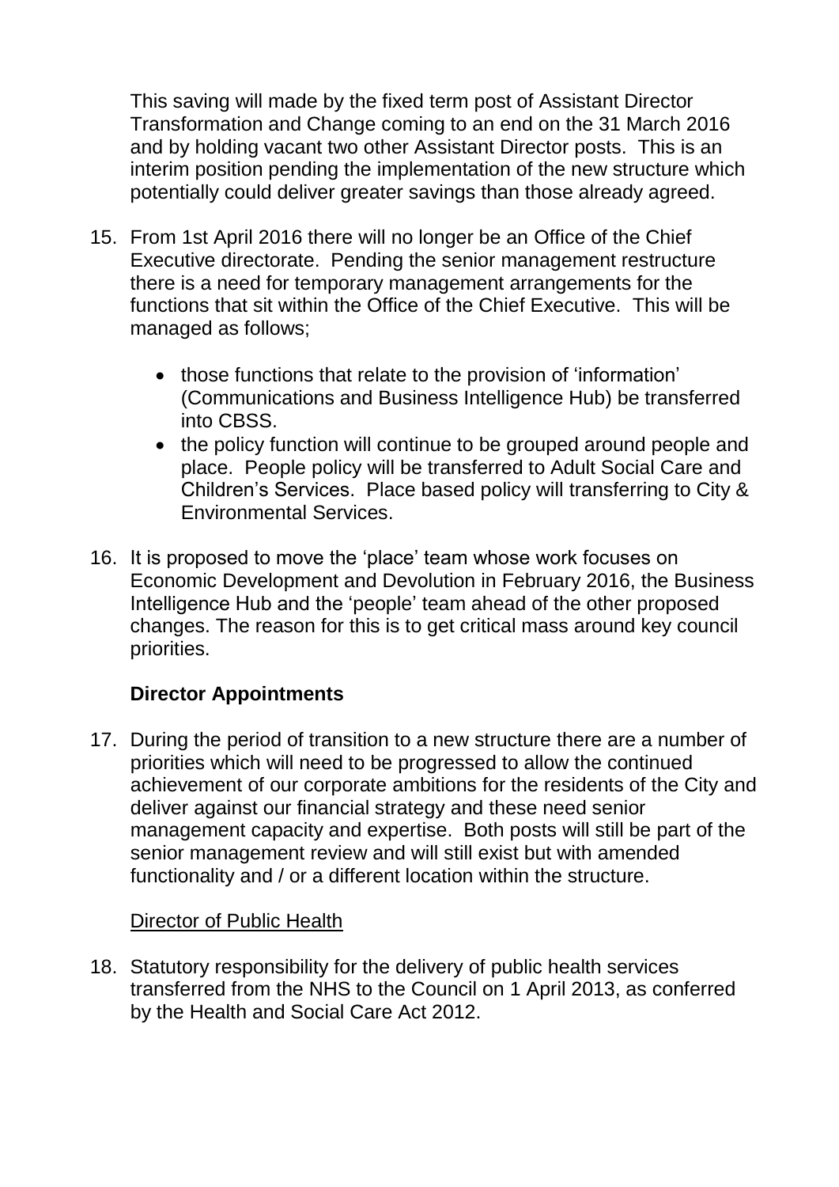This saving will made by the fixed term post of Assistant Director Transformation and Change coming to an end on the 31 March 2016 and by holding vacant two other Assistant Director posts. This is an interim position pending the implementation of the new structure which potentially could deliver greater savings than those already agreed.

15. From 1st April 2016 there will no longer be an Office of the Chief Executive directorate. Pending the senior management restructure there is a need for temporary management arrangements for the functions that sit within the Office of the Chief Executive. This will be managed as follows;

    - those functions that relate to the provision of 'information' (Communications and Business Intelligence Hub) be transferred into CBSS.
    - the policy function will continue to be grouped around people and place. People policy will be transferred to Adult Social Care and Children's Services. Place based policy will transferring to City & Environmental Services.

16. It is proposed to move the 'place' team whose work focuses on Economic Development and Devolution in February 2016, the Business Intelligence Hub and the 'people' team ahead of the other proposed changes. The reason for this is to get critical mass around key council priorities.

### Director Appointments

17. During the period of transition to a new structure there are a number of priorities which will need to be progressed to allow the continued achievement of our corporate ambitions for the residents of the City and deliver against our financial strategy and these need senior management capacity and expertise. Both posts will still be part of the senior management review and will still exist but with amended functionality and / or a different location within the structure.

<u>Director of Public Health</u>

18. Statutory responsibility for the delivery of public health services transferred from the NHS to the Council on 1 April 2013, as conferred by the Health and Social Care Act 2012.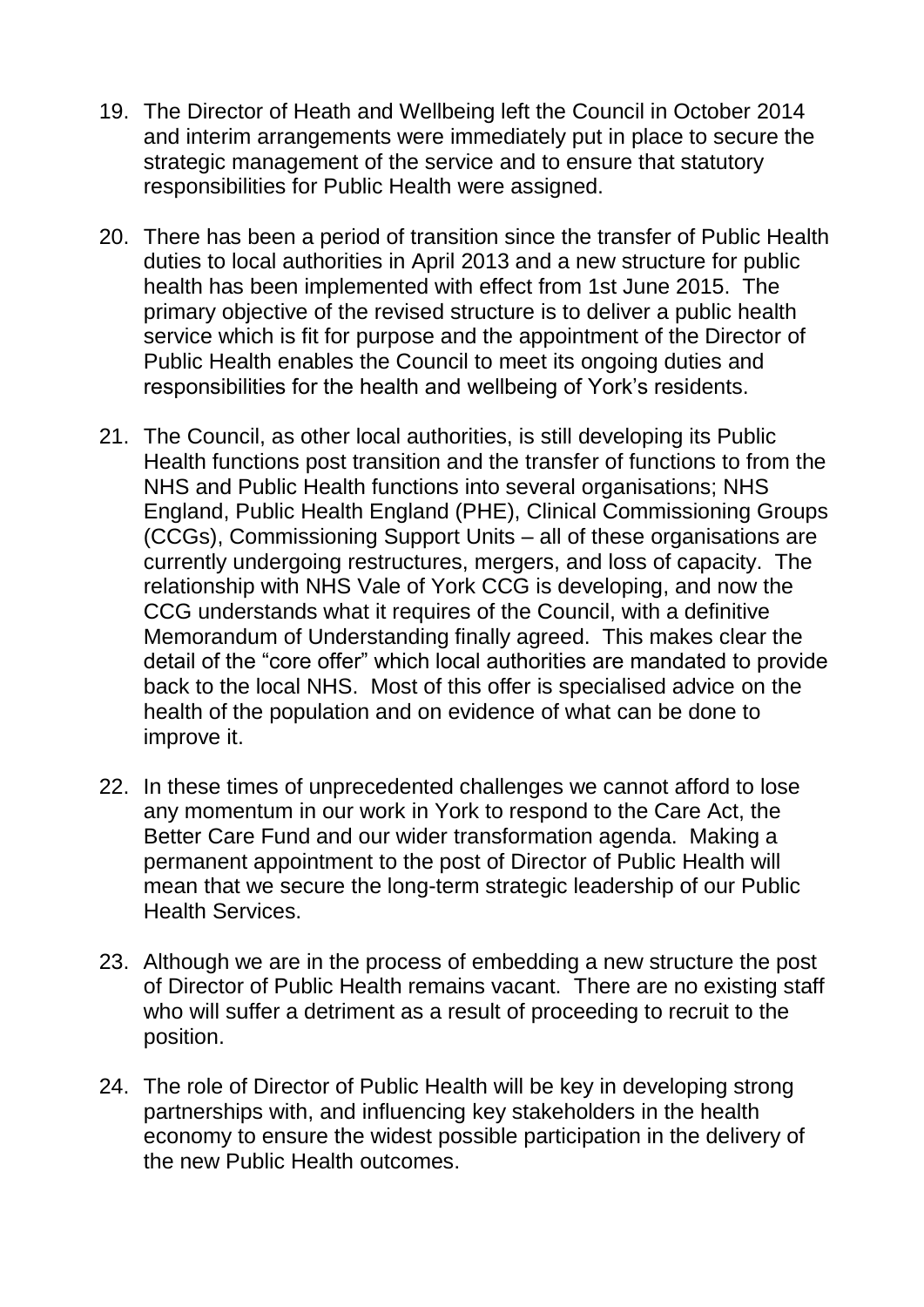19. The Director of Heath and Wellbeing left the Council in October 2014 and interim arrangements were immediately put in place to secure the strategic management of the service and to ensure that statutory responsibilities for Public Health were assigned.

20. There has been a period of transition since the transfer of Public Health duties to local authorities in April 2013 and a new structure for public health has been implemented with effect from 1st June 2015. The primary objective of the revised structure is to deliver a public health service which is fit for purpose and the appointment of the Director of Public Health enables the Council to meet its ongoing duties and responsibilities for the health and wellbeing of York's residents.

21. The Council, as other local authorities, is still developing its Public Health functions post transition and the transfer of functions to from the NHS and Public Health functions into several organisations; NHS England, Public Health England (PHE), Clinical Commissioning Groups (CCGs), Commissioning Support Units – all of these organisations are currently undergoing restructures, mergers, and loss of capacity. The relationship with NHS Vale of York CCG is developing, and now the CCG understands what it requires of the Council, with a definitive Memorandum of Understanding finally agreed. This makes clear the detail of the "core offer" which local authorities are mandated to provide back to the local NHS. Most of this offer is specialised advice on the health of the population and on evidence of what can be done to improve it.

22. In these times of unprecedented challenges we cannot afford to lose any momentum in our work in York to respond to the Care Act, the Better Care Fund and our wider transformation agenda. Making a permanent appointment to the post of Director of Public Health will mean that we secure the long-term strategic leadership of our Public Health Services.

23. Although we are in the process of embedding a new structure the post of Director of Public Health remains vacant. There are no existing staff who will suffer a detriment as a result of proceeding to recruit to the position.

24. The role of Director of Public Health will be key in developing strong partnerships with, and influencing key stakeholders in the health economy to ensure the widest possible participation in the delivery of the new Public Health outcomes.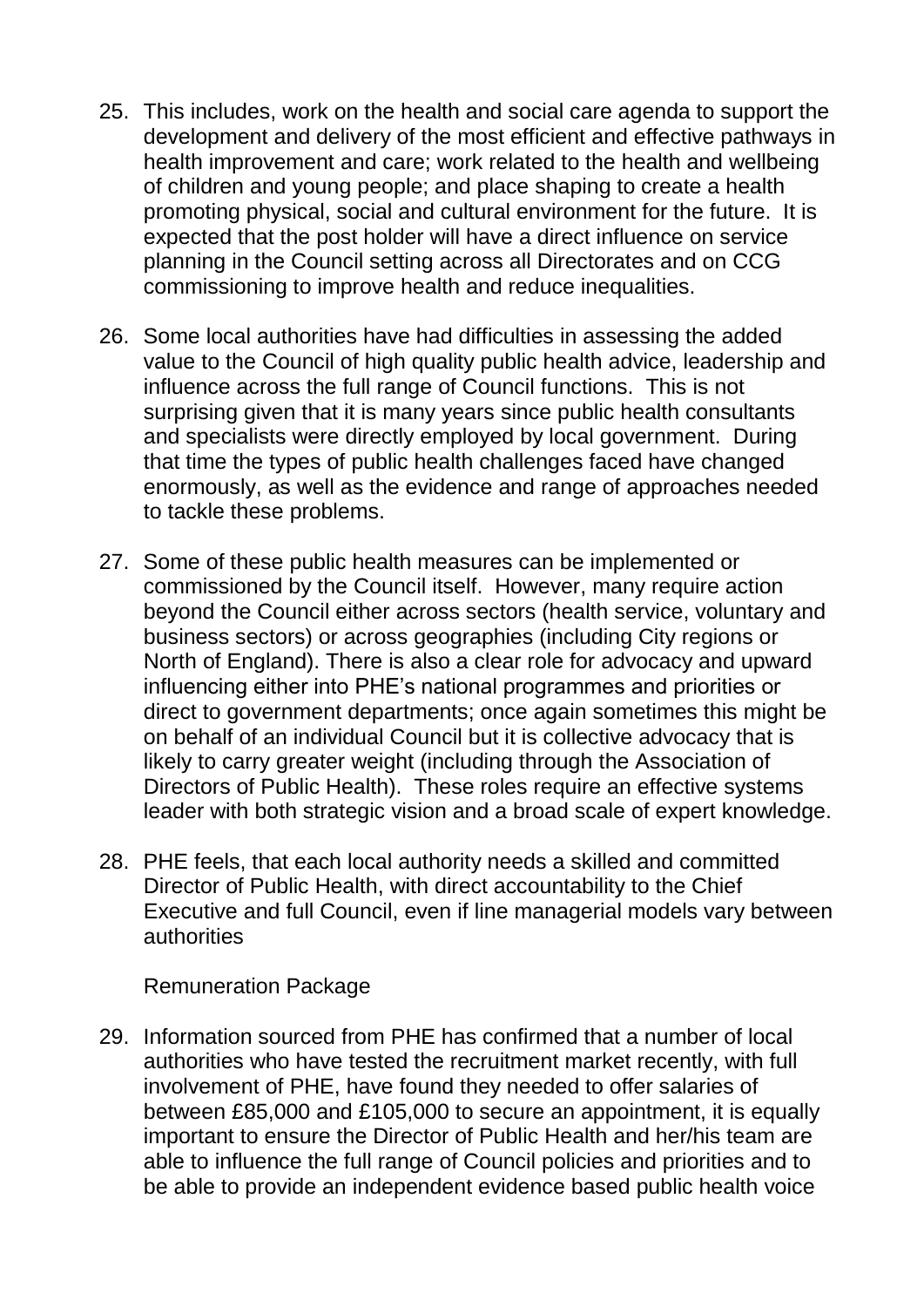25. This includes, work on the health and social care agenda to support the development and delivery of the most efficient and effective pathways in health improvement and care; work related to the health and wellbeing of children and young people; and place shaping to create a health promoting physical, social and cultural environment for the future. It is expected that the post holder will have a direct influence on service planning in the Council setting across all Directorates and on CCG commissioning to improve health and reduce inequalities.

26. Some local authorities have had difficulties in assessing the added value to the Council of high quality public health advice, leadership and influence across the full range of Council functions. This is not surprising given that it is many years since public health consultants and specialists were directly employed by local government. During that time the types of public health challenges faced have changed enormously, as well as the evidence and range of approaches needed to tackle these problems.

27. Some of these public health measures can be implemented or commissioned by the Council itself. However, many require action beyond the Council either across sectors (health service, voluntary and business sectors) or across geographies (including City regions or North of England). There is also a clear role for advocacy and upward influencing either into PHE's national programmes and priorities or direct to government departments; once again sometimes this might be on behalf of an individual Council but it is collective advocacy that is likely to carry greater weight (including through the Association of Directors of Public Health). These roles require an effective systems leader with both strategic vision and a broad scale of expert knowledge.

28. PHE feels, that each local authority needs a skilled and committed Director of Public Health, with direct accountability to the Chief Executive and full Council, even if line managerial models vary between authorities

Remuneration Package

29. Information sourced from PHE has confirmed that a number of local authorities who have tested the recruitment market recently, with full involvement of PHE, have found they needed to offer salaries of between £85,000 and £105,000 to secure an appointment, it is equally important to ensure the Director of Public Health and her/his team are able to influence the full range of Council policies and priorities and to be able to provide an independent evidence based public health voice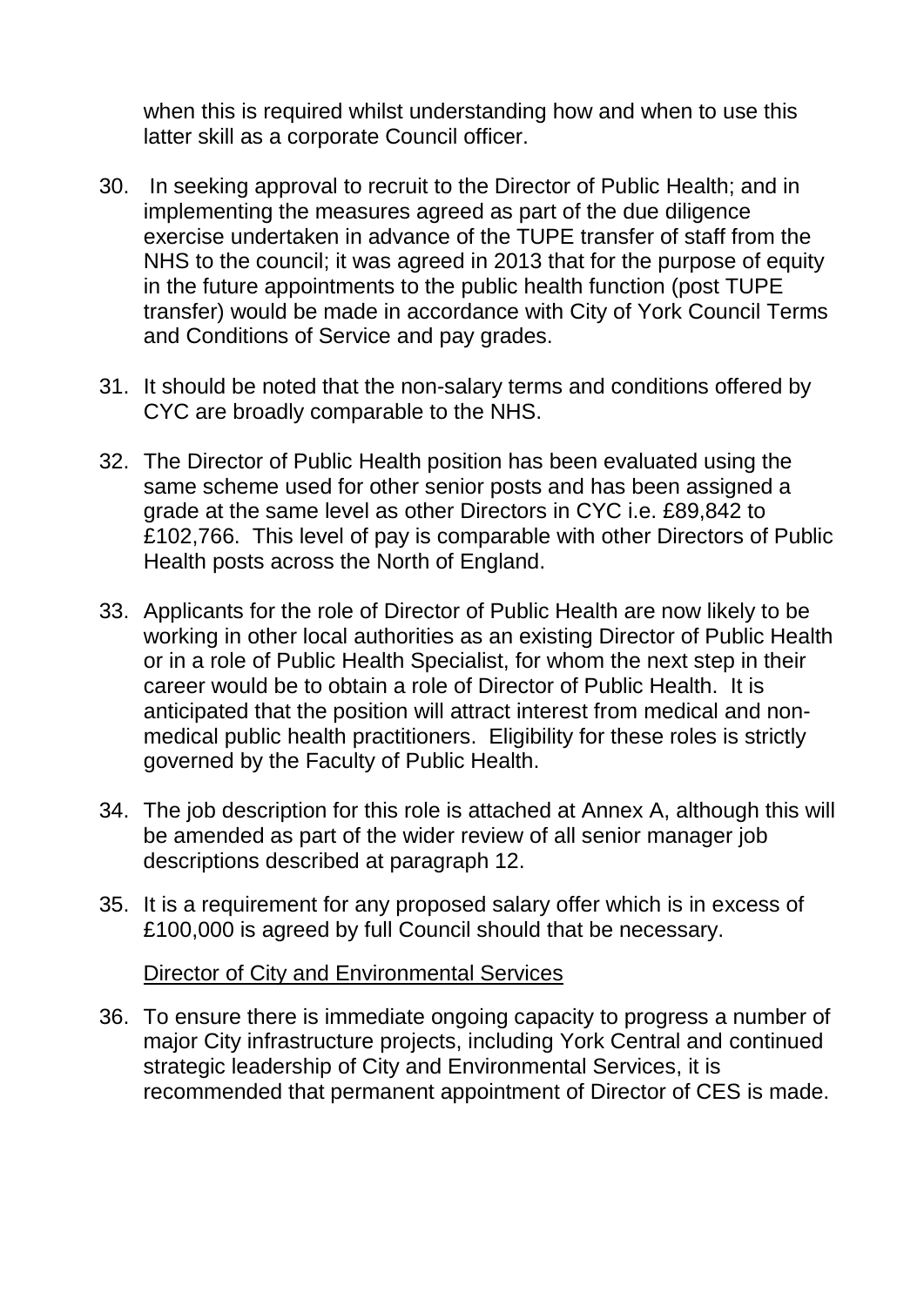when this is required whilst understanding how and when to use this latter skill as a corporate Council officer.

30. In seeking approval to recruit to the Director of Public Health; and in implementing the measures agreed as part of the due diligence exercise undertaken in advance of the TUPE transfer of staff from the NHS to the council; it was agreed in 2013 that for the purpose of equity in the future appointments to the public health function (post TUPE transfer) would be made in accordance with City of York Council Terms and Conditions of Service and pay grades.

31. It should be noted that the non-salary terms and conditions offered by CYC are broadly comparable to the NHS.

32. The Director of Public Health position has been evaluated using the same scheme used for other senior posts and has been assigned a grade at the same level as other Directors in CYC i.e. £89,842 to £102,766. This level of pay is comparable with other Directors of Public Health posts across the North of England.

33. Applicants for the role of Director of Public Health are now likely to be working in other local authorities as an existing Director of Public Health or in a role of Public Health Specialist, for whom the next step in their career would be to obtain a role of Director of Public Health. It is anticipated that the position will attract interest from medical and non-medical public health practitioners. Eligibility for these roles is strictly governed by the Faculty of Public Health.

34. The job description for this role is attached at Annex A, although this will be amended as part of the wider review of all senior manager job descriptions described at paragraph 12.

35. It is a requirement for any proposed salary offer which is in excess of £100,000 is agreed by full Council should that be necessary.

<u>Director of City and Environmental Services</u>

36. To ensure there is immediate ongoing capacity to progress a number of major City infrastructure projects, including York Central and continued strategic leadership of City and Environmental Services, it is recommended that permanent appointment of Director of CES is made.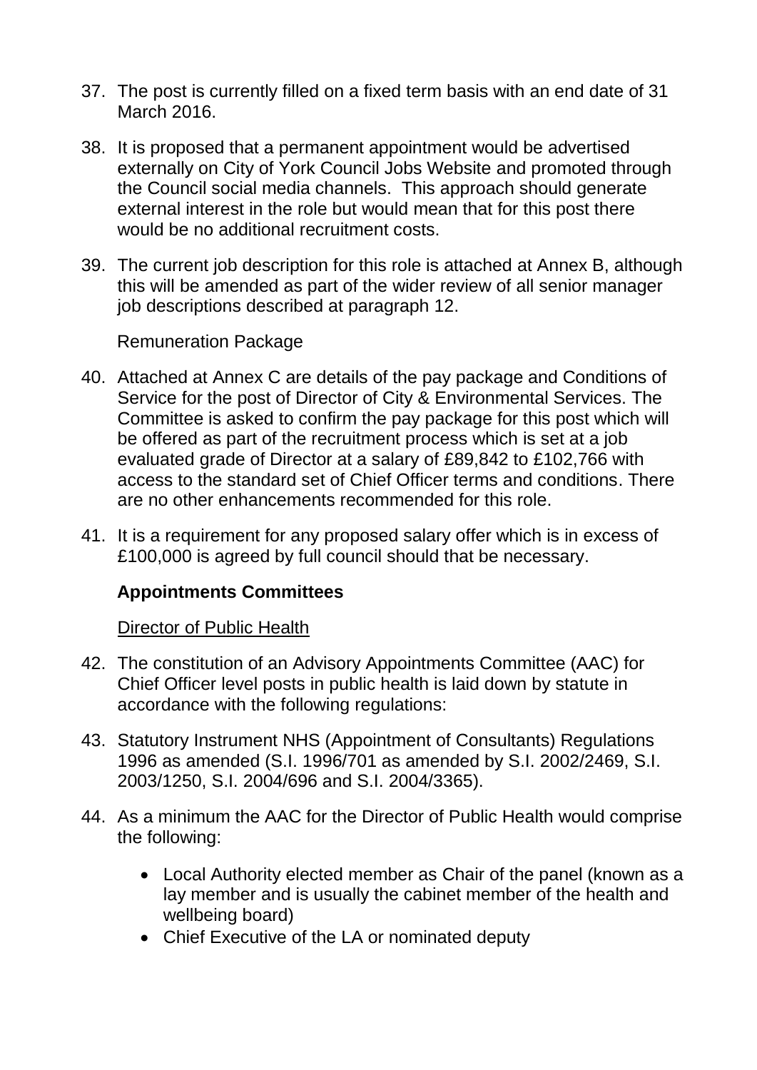37. The post is currently filled on a fixed term basis with an end date of 31 March 2016.

38. It is proposed that a permanent appointment would be advertised externally on City of York Council Jobs Website and promoted through the Council social media channels. This approach should generate external interest in the role but would mean that for this post there would be no additional recruitment costs.

39. The current job description for this role is attached at Annex B, although this will be amended as part of the wider review of all senior manager job descriptions described at paragraph 12.

Remuneration Package

40. Attached at Annex C are details of the pay package and Conditions of Service for the post of Director of City & Environmental Services. The Committee is asked to confirm the pay package for this post which will be offered as part of the recruitment process which is set at a job evaluated grade of Director at a salary of £89,842 to £102,766 with access to the standard set of Chief Officer terms and conditions. There are no other enhancements recommended for this role.

41. It is a requirement for any proposed salary offer which is in excess of £100,000 is agreed by full council should that be necessary.

**Appointments Committees**

Director of Public Health

42. The constitution of an Advisory Appointments Committee (AAC) for Chief Officer level posts in public health is laid down by statute in accordance with the following regulations:

43. Statutory Instrument NHS (Appointment of Consultants) Regulations 1996 as amended (S.I. 1996/701 as amended by S.I. 2002/2469, S.I. 2003/1250, S.I. 2004/696 and S.I. 2004/3365).

44. As a minimum the AAC for the Director of Public Health would comprise the following:

    - Local Authority elected member as Chair of the panel (known as a lay member and is usually the cabinet member of the health and wellbeing board)
    - Chief Executive of the LA or nominated deputy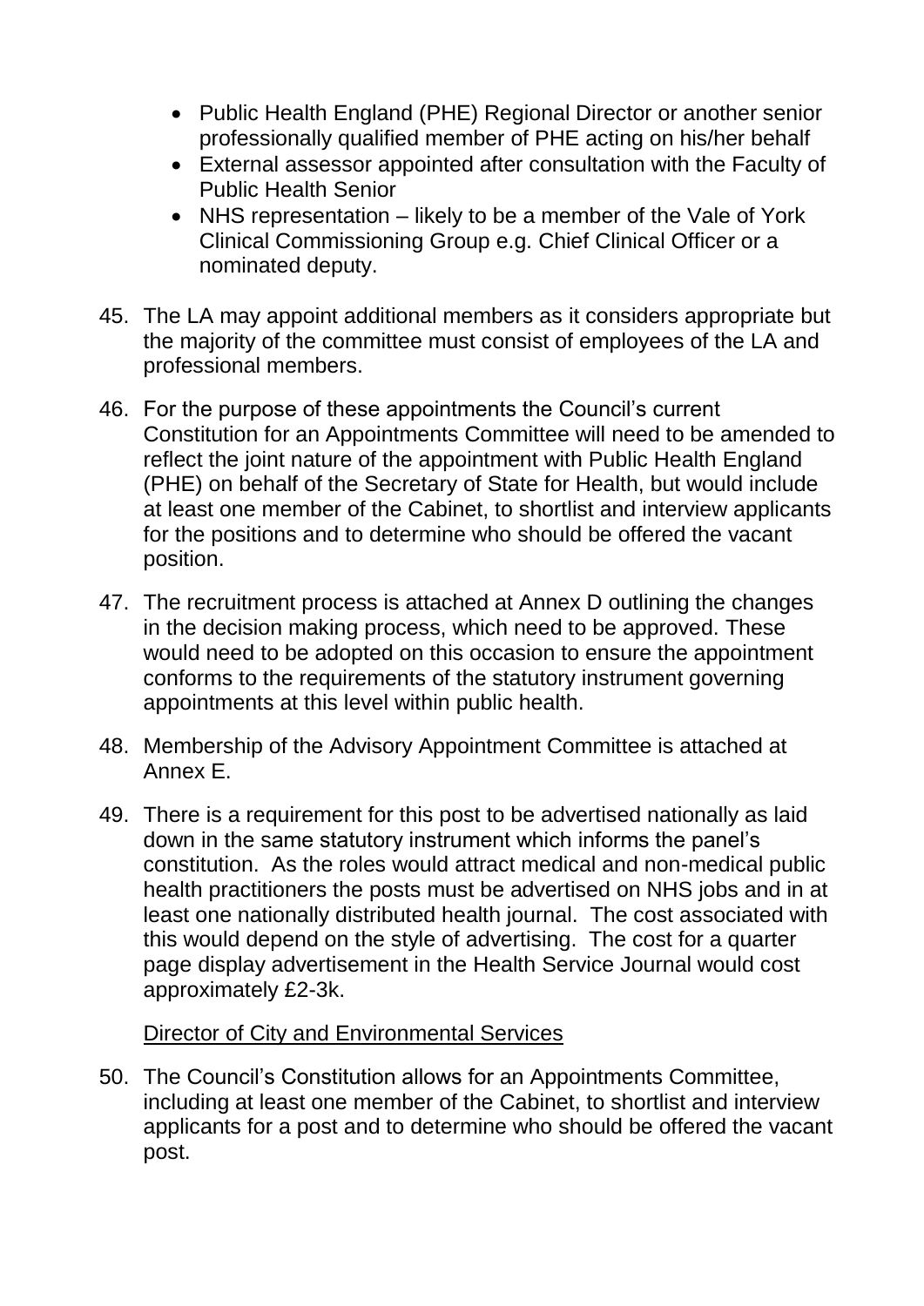- Public Health England (PHE) Regional Director or another senior professionally qualified member of PHE acting on his/her behalf
- External assessor appointed after consultation with the Faculty of Public Health Senior
- NHS representation – likely to be a member of the Vale of York Clinical Commissioning Group e.g. Chief Clinical Officer or a nominated deputy.

45. The LA may appoint additional members as it considers appropriate but the majority of the committee must consist of employees of the LA and professional members.

46. For the purpose of these appointments the Council's current Constitution for an Appointments Committee will need to be amended to reflect the joint nature of the appointment with Public Health England (PHE) on behalf of the Secretary of State for Health, but would include at least one member of the Cabinet, to shortlist and interview applicants for the positions and to determine who should be offered the vacant position.

47. The recruitment process is attached at Annex D outlining the changes in the decision making process, which need to be approved. These would need to be adopted on this occasion to ensure the appointment conforms to the requirements of the statutory instrument governing appointments at this level within public health.

48. Membership of the Advisory Appointment Committee is attached at Annex E.

49. There is a requirement for this post to be advertised nationally as laid down in the same statutory instrument which informs the panel's constitution. As the roles would attract medical and non-medical public health practitioners the posts must be advertised on NHS jobs and in at least one nationally distributed health journal. The cost associated with this would depend on the style of advertising. The cost for a quarter page display advertisement in the Health Service Journal would cost approximately £2-3k.

<u>Director of City and Environmental Services</u>

50. The Council's Constitution allows for an Appointments Committee, including at least one member of the Cabinet, to shortlist and interview applicants for a post and to determine who should be offered the vacant post.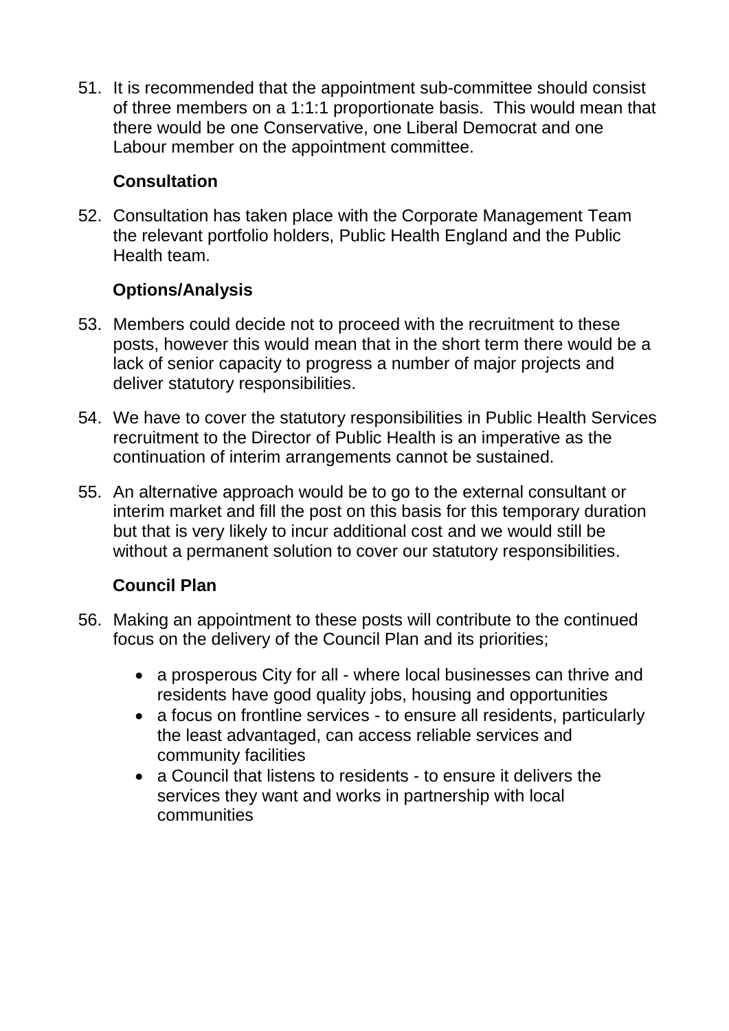51. It is recommended that the appointment sub-committee should consist of three members on a 1:1:1 proportionate basis. This would mean that there would be one Conservative, one Liberal Democrat and one Labour member on the appointment committee.

**Consultation**

52. Consultation has taken place with the Corporate Management Team the relevant portfolio holders, Public Health England and the Public Health team.

**Options/Analysis**

53. Members could decide not to proceed with the recruitment to these posts, however this would mean that in the short term there would be a lack of senior capacity to progress a number of major projects and deliver statutory responsibilities.

54. We have to cover the statutory responsibilities in Public Health Services recruitment to the Director of Public Health is an imperative as the continuation of interim arrangements cannot be sustained.

55. An alternative approach would be to go to the external consultant or interim market and fill the post on this basis for this temporary duration but that is very likely to incur additional cost and we would still be without a permanent solution to cover our statutory responsibilities.

**Council Plan**

56. Making an appointment to these posts will contribute to the continued focus on the delivery of the Council Plan and its priorities;

    - a prosperous City for all - where local businesses can thrive and residents have good quality jobs, housing and opportunities
    - a focus on frontline services - to ensure all residents, particularly the least advantaged, can access reliable services and community facilities
    - a Council that listens to residents - to ensure it delivers the services they want and works in partnership with local communities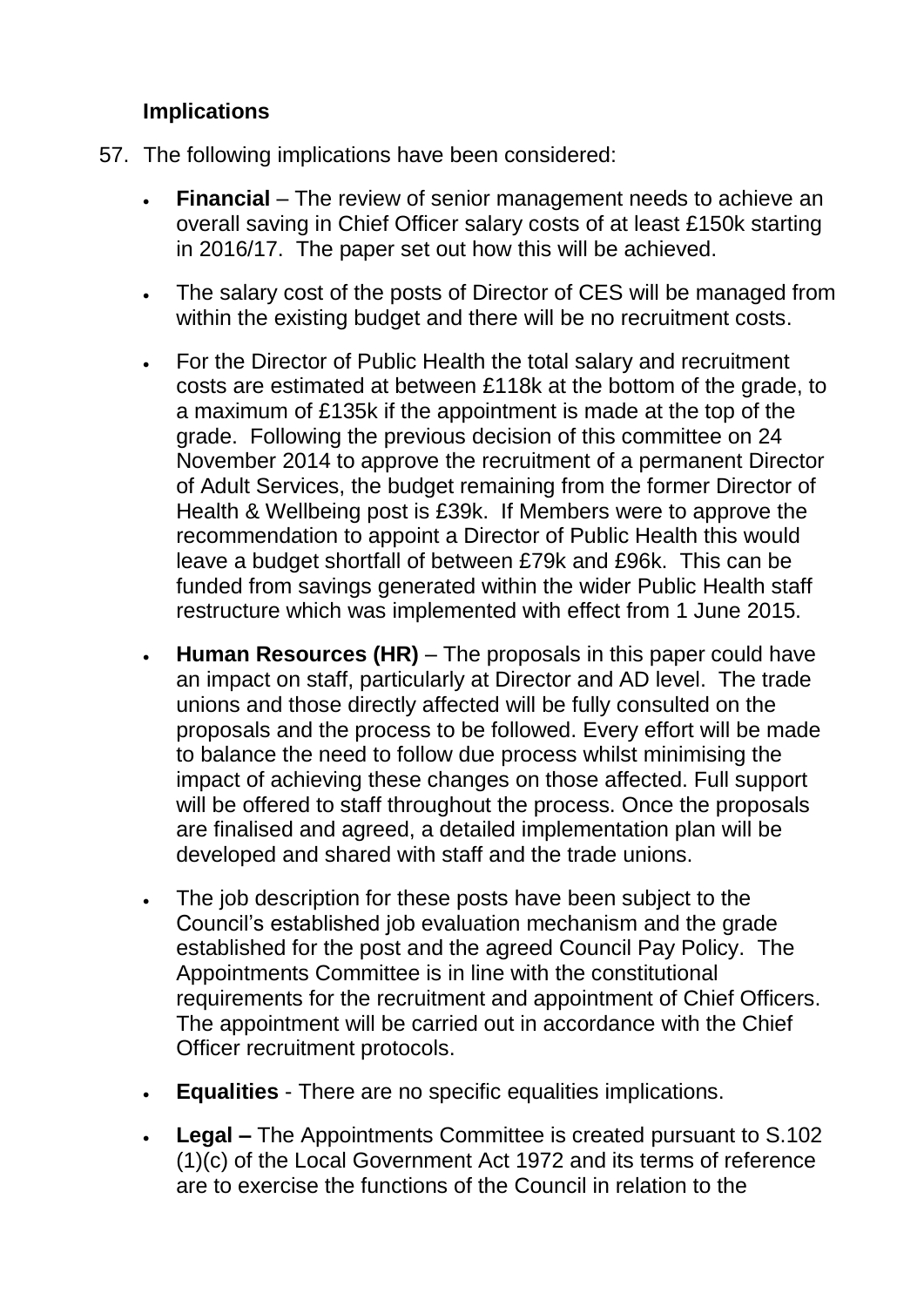### Implications

57. The following implications have been considered:

    - **Financial** – The review of senior management needs to achieve an overall saving in Chief Officer salary costs of at least £150k starting in 2016/17. The paper set out how this will be achieved.

    - The salary cost of the posts of Director of CES will be managed from within the existing budget and there will be no recruitment costs.

    - For the Director of Public Health the total salary and recruitment costs are estimated at between £118k at the bottom of the grade, to a maximum of £135k if the appointment is made at the top of the grade. Following the previous decision of this committee on 24 November 2014 to approve the recruitment of a permanent Director of Adult Services, the budget remaining from the former Director of Health & Wellbeing post is £39k. If Members were to approve the recommendation to appoint a Director of Public Health this would leave a budget shortfall of between £79k and £96k. This can be funded from savings generated within the wider Public Health staff restructure which was implemented with effect from 1 June 2015.

    - **Human Resources (HR)** – The proposals in this paper could have an impact on staff, particularly at Director and AD level. The trade unions and those directly affected will be fully consulted on the proposals and the process to be followed. Every effort will be made to balance the need to follow due process whilst minimising the impact of achieving these changes on those affected. Full support will be offered to staff throughout the process. Once the proposals are finalised and agreed, a detailed implementation plan will be developed and shared with staff and the trade unions.

    - The job description for these posts have been subject to the Council's established job evaluation mechanism and the grade established for the post and the agreed Council Pay Policy. The Appointments Committee is in line with the constitutional requirements for the recruitment and appointment of Chief Officers. The appointment will be carried out in accordance with the Chief Officer recruitment protocols.

    - **Equalities** - There are no specific equalities implications.

    - **Legal –** The Appointments Committee is created pursuant to S.102 (1)(c) of the Local Government Act 1972 and its terms of reference are to exercise the functions of the Council in relation to the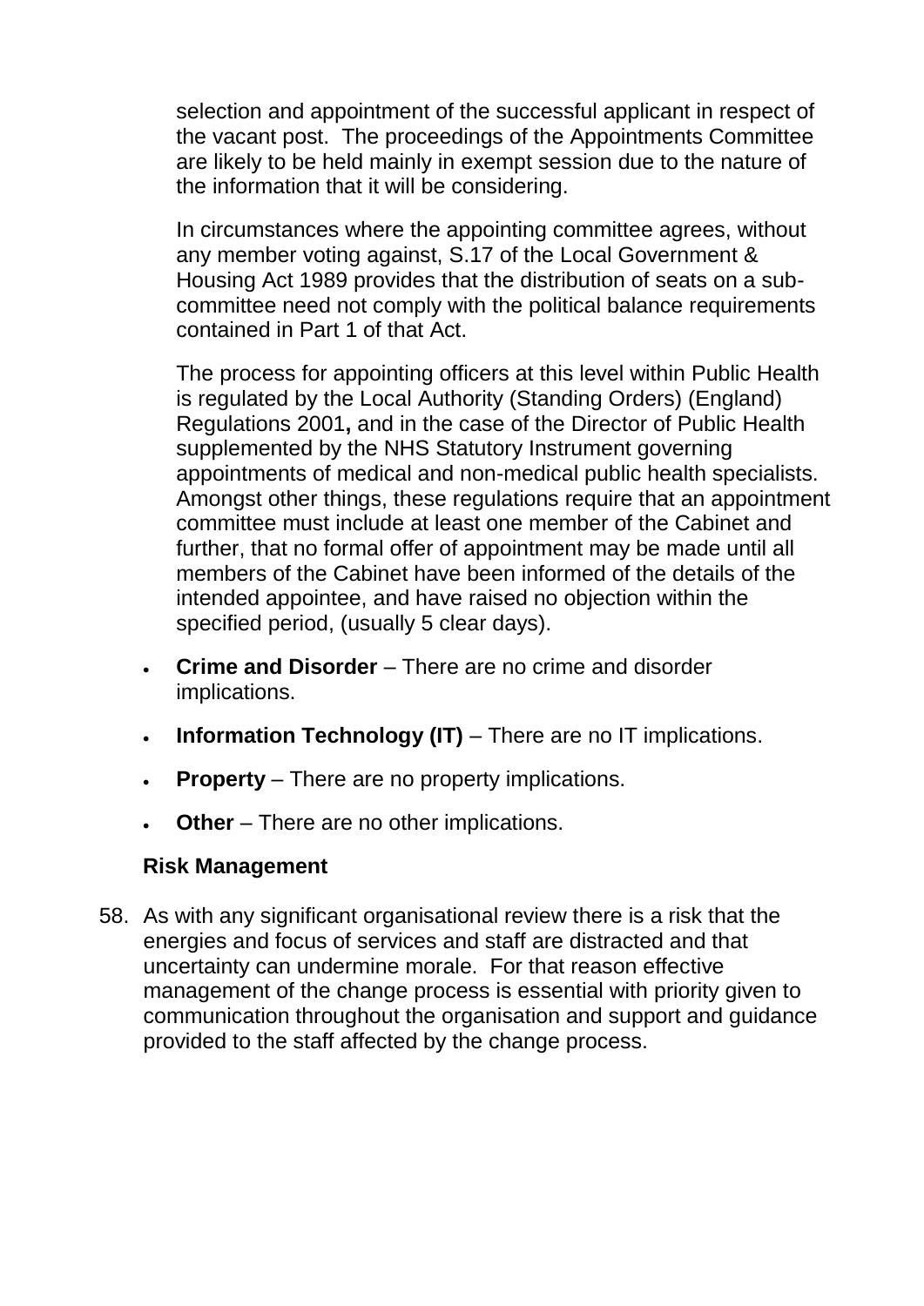selection and appointment of the successful applicant in respect of the vacant post. The proceedings of the Appointments Committee are likely to be held mainly in exempt session due to the nature of the information that it will be considering.

In circumstances where the appointing committee agrees, without any member voting against, S.17 of the Local Government & Housing Act 1989 provides that the distribution of seats on a sub-committee need not comply with the political balance requirements contained in Part 1 of that Act.

The process for appointing officers at this level within Public Health is regulated by the Local Authority (Standing Orders) (England) Regulations 2001**,** and in the case of the Director of Public Health supplemented by the NHS Statutory Instrument governing appointments of medical and non-medical public health specialists. Amongst other things, these regulations require that an appointment committee must include at least one member of the Cabinet and further, that no formal offer of appointment may be made until all members of the Cabinet have been informed of the details of the intended appointee, and have raised no objection within the specified period, (usually 5 clear days).

- **Crime and Disorder** – There are no crime and disorder implications.
- **Information Technology (IT)** – There are no IT implications.
- **Property** – There are no property implications.
- **Other** – There are no other implications.

**Risk Management**

58. As with any significant organisational review there is a risk that the energies and focus of services and staff are distracted and that uncertainty can undermine morale. For that reason effective management of the change process is essential with priority given to communication throughout the organisation and support and guidance provided to the staff affected by the change process.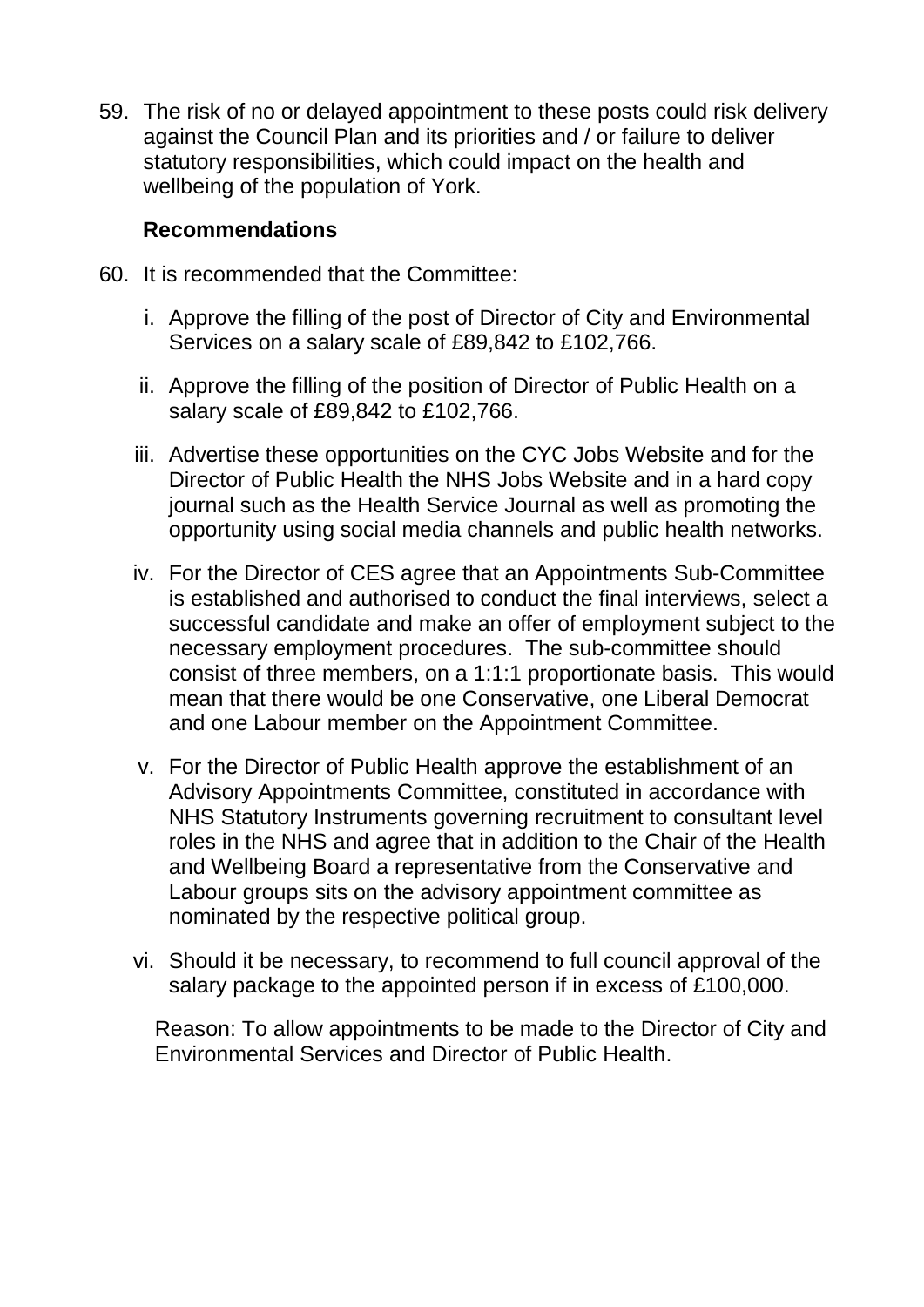59. The risk of no or delayed appointment to these posts could risk delivery against the Council Plan and its priorities and / or failure to deliver statutory responsibilities, which could impact on the health and wellbeing of the population of York.

**Recommendations**

60. It is recommended that the Committee:

    i. Approve the filling of the post of Director of City and Environmental Services on a salary scale of £89,842 to £102,766.

    ii. Approve the filling of the position of Director of Public Health on a salary scale of £89,842 to £102,766.

    iii. Advertise these opportunities on the CYC Jobs Website and for the Director of Public Health the NHS Jobs Website and in a hard copy journal such as the Health Service Journal as well as promoting the opportunity using social media channels and public health networks.

    iv. For the Director of CES agree that an Appointments Sub-Committee is established and authorised to conduct the final interviews, select a successful candidate and make an offer of employment subject to the necessary employment procedures. The sub-committee should consist of three members, on a 1:1:1 proportionate basis. This would mean that there would be one Conservative, one Liberal Democrat and one Labour member on the Appointment Committee.

    v. For the Director of Public Health approve the establishment of an Advisory Appointments Committee, constituted in accordance with NHS Statutory Instruments governing recruitment to consultant level roles in the NHS and agree that in addition to the Chair of the Health and Wellbeing Board a representative from the Conservative and Labour groups sits on the advisory appointment committee as nominated by the respective political group.

    vi. Should it be necessary, to recommend to full council approval of the salary package to the appointed person if in excess of £100,000.

    Reason: To allow appointments to be made to the Director of City and Environmental Services and Director of Public Health.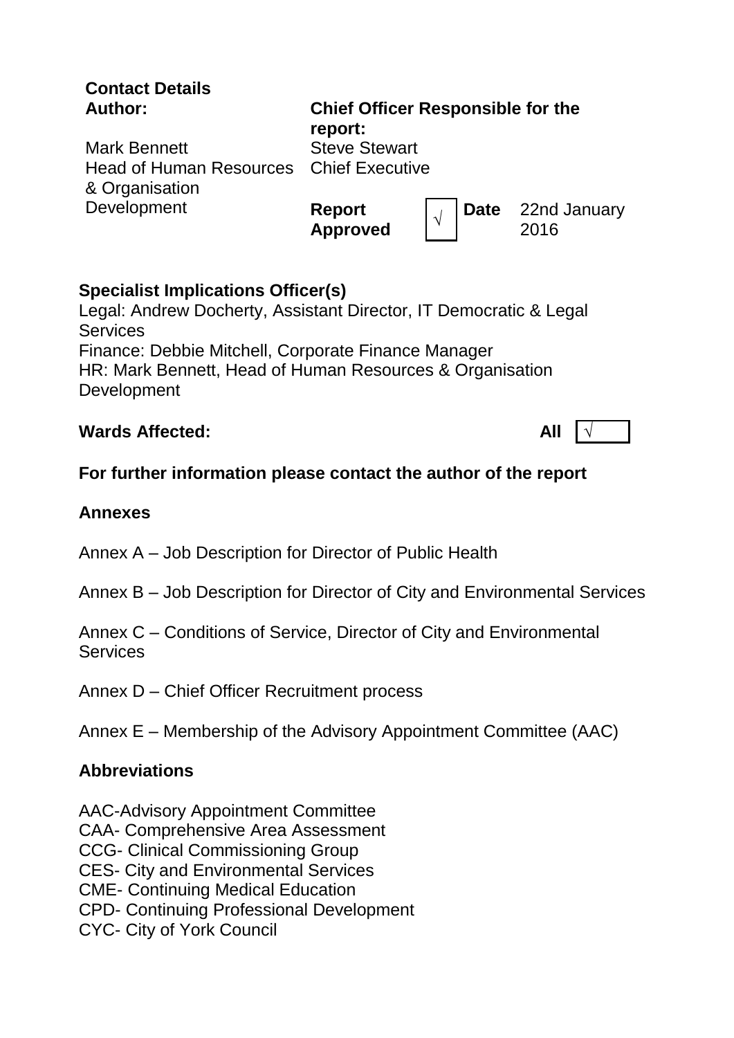**Contact Details**

| **Author:** | **Chief Officer Responsible for the report:** | | | |
|---|---|---|---|---|
| Mark Bennett<br>Head of Human Resources & Organisation Development | Steve Stewart<br>Chief Executive | | | |
| | **Report Approved** | √ | **Date** | 22nd January 2016 |

**Specialist Implications Officer(s)**
Legal: Andrew Docherty, Assistant Director, IT Democratic & Legal Services
Finance: Debbie Mitchell, Corporate Finance Manager
HR: Mark Bennett, Head of Human Resources & Organisation Development

**Wards Affected:** **All** √

**For further information please contact the author of the report**

**Annexes**

Annex A – Job Description for Director of Public Health

Annex B – Job Description for Director of City and Environmental Services

Annex C – Conditions of Service, Director of City and Environmental Services

Annex D – Chief Officer Recruitment process

Annex E – Membership of the Advisory Appointment Committee (AAC)

**Abbreviations**

AAC-Advisory Appointment Committee
CAA- Comprehensive Area Assessment
CCG- Clinical Commissioning Group
CES- City and Environmental Services
CME- Continuing Medical Education
CPD- Continuing Professional Development
CYC- City of York Council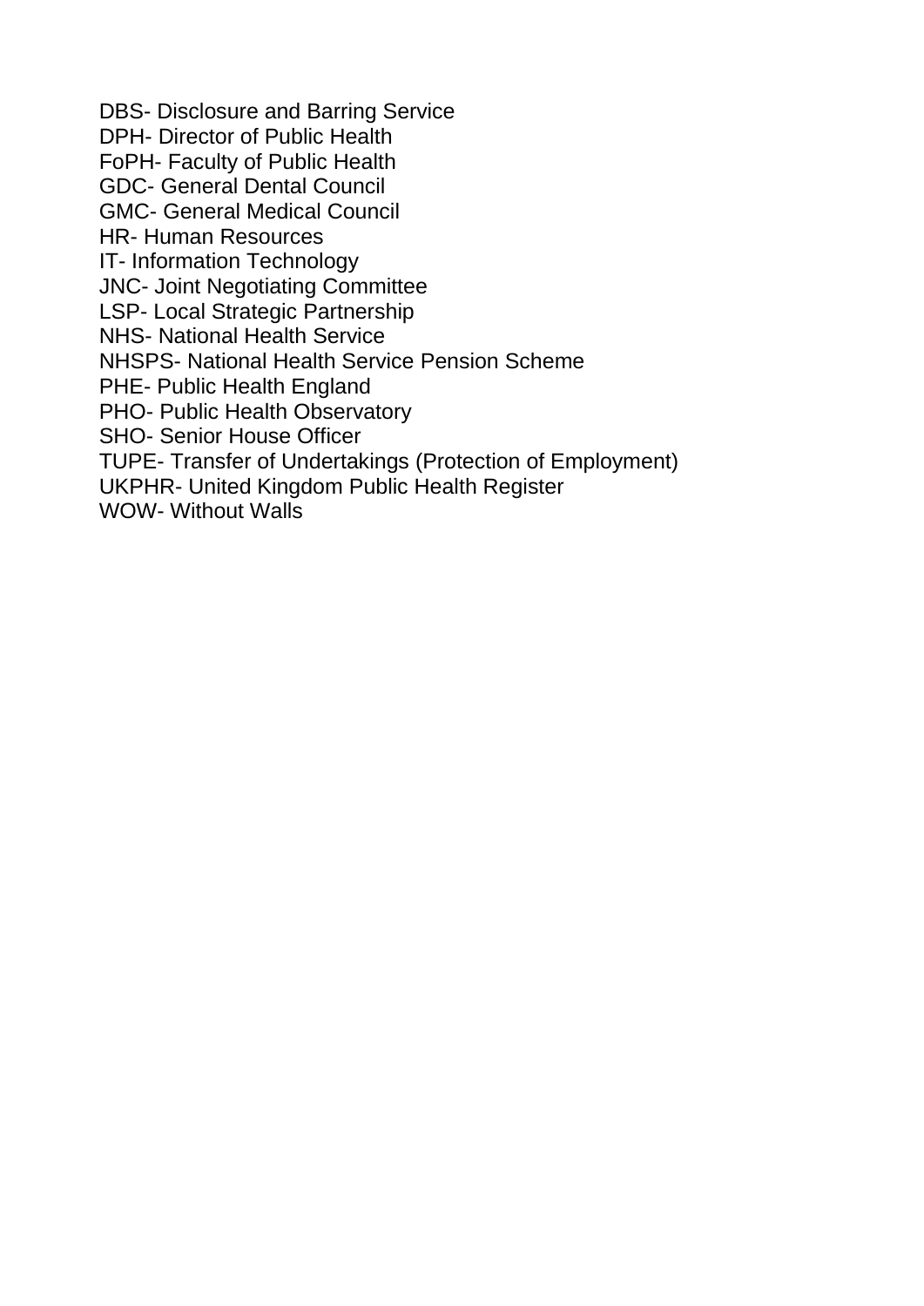DBS- Disclosure and Barring Service
DPH- Director of Public Health
FoPH- Faculty of Public Health
GDC- General Dental Council
GMC- General Medical Council
HR- Human Resources
IT- Information Technology
JNC- Joint Negotiating Committee
LSP- Local Strategic Partnership
NHS- National Health Service
NHSPS- National Health Service Pension Scheme
PHE- Public Health England
PHO- Public Health Observatory
SHO- Senior House Officer
TUPE- Transfer of Undertakings (Protection of Employment)
UKPHR- United Kingdom Public Health Register
WOW- Without Walls